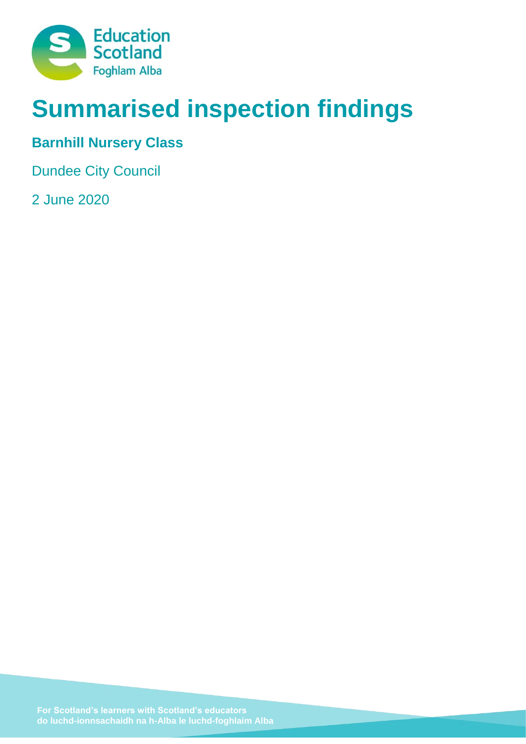# Summarised inspection findings

**Barnhill Nursery Class**

Dundee City Council

2 June 2020

For Scotland's learners with Scotland's educators
do luchd-ionnsachaidh na h-Alba le luchd-foghlaim Alba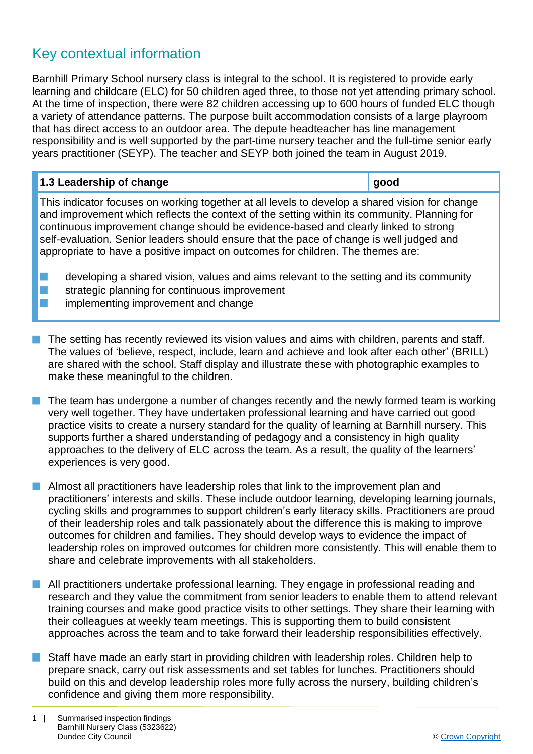## Key contextual information

Barnhill Primary School nursery class is integral to the school. It is registered to provide early learning and childcare (ELC) for 50 children aged three, to those not yet attending primary school. At the time of inspection, there were 82 children accessing up to 600 hours of funded ELC though a variety of attendance patterns. The purpose built accommodation consists of a large playroom that has direct access to an outdoor area. The depute headteacher has line management responsibility and is well supported by the part-time nursery teacher and the full-time senior early years practitioner (SEYP). The teacher and SEYP both joined the team in August 2019.

| 1.3 Leadership of change | good |
|---|---|

This indicator focuses on working together at all levels to develop a shared vision for change and improvement which reflects the context of the setting within its community. Planning for continuous improvement change should be evidence-based and clearly linked to strong self-evaluation. Senior leaders should ensure that the pace of change is well judged and appropriate to have a positive impact on outcomes for children. The themes are:

- developing a shared vision, values and aims relevant to the setting and its community
- strategic planning for continuous improvement
- implementing improvement and change

- The setting has recently reviewed its vision values and aims with children, parents and staff. The values of 'believe, respect, include, learn and achieve and look after each other' (BRILL) are shared with the school. Staff display and illustrate these with photographic examples to make these meaningful to the children.

- The team has undergone a number of changes recently and the newly formed team is working very well together. They have undertaken professional learning and have carried out good practice visits to create a nursery standard for the quality of learning at Barnhill nursery. This supports further a shared understanding of pedagogy and a consistency in high quality approaches to the delivery of ELC across the team. As a result, the quality of the learners' experiences is very good.

- Almost all practitioners have leadership roles that link to the improvement plan and practitioners' interests and skills. These include outdoor learning, developing learning journals, cycling skills and programmes to support children's early literacy skills. Practitioners are proud of their leadership roles and talk passionately about the difference this is making to improve outcomes for children and families. They should develop ways to evidence the impact of leadership roles on improved outcomes for children more consistently. This will enable them to share and celebrate improvements with all stakeholders.

- All practitioners undertake professional learning. They engage in professional reading and research and they value the commitment from senior leaders to enable them to attend relevant training courses and make good practice visits to other settings. They share their learning with their colleagues at weekly team meetings. This is supporting them to build consistent approaches across the team and to take forward their leadership responsibilities effectively.

- Staff have made an early start in providing children with leadership roles. Children help to prepare snack, carry out risk assessments and set tables for lunches. Practitioners should build on this and develop leadership roles more fully across the nursery, building children's confidence and giving them more responsibility.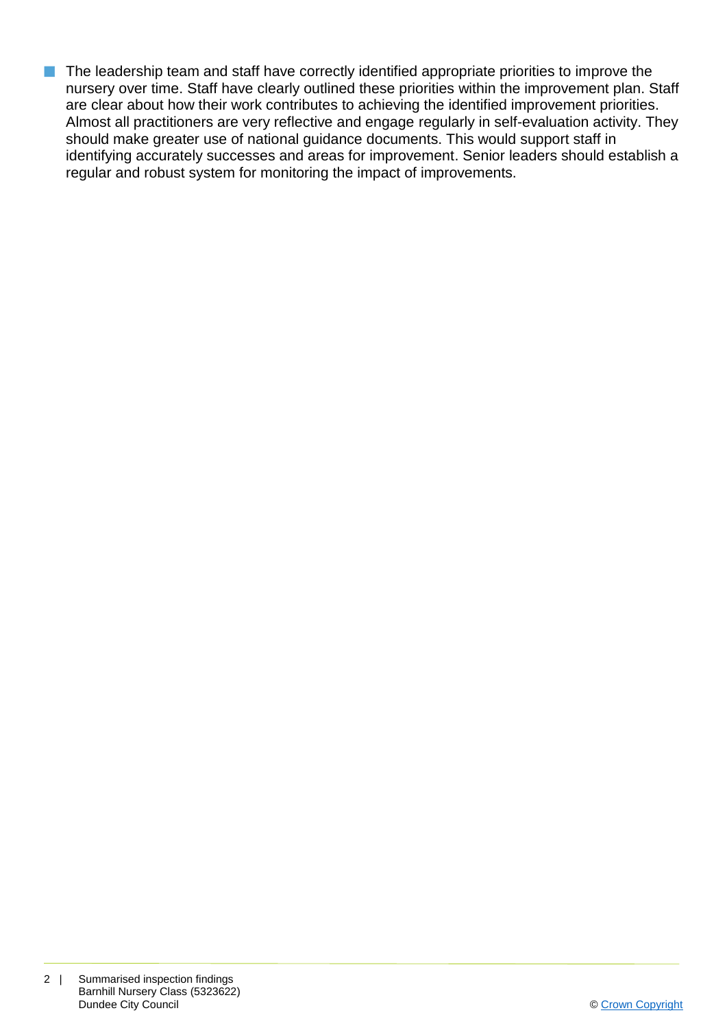- The leadership team and staff have correctly identified appropriate priorities to improve the nursery over time. Staff have clearly outlined these priorities within the improvement plan. Staff are clear about how their work contributes to achieving the identified improvement priorities. Almost all practitioners are very reflective and engage regularly in self-evaluation activity. They should make greater use of national guidance documents. This would support staff in identifying accurately successes and areas for improvement. Senior leaders should establish a regular and robust system for monitoring the impact of improvements.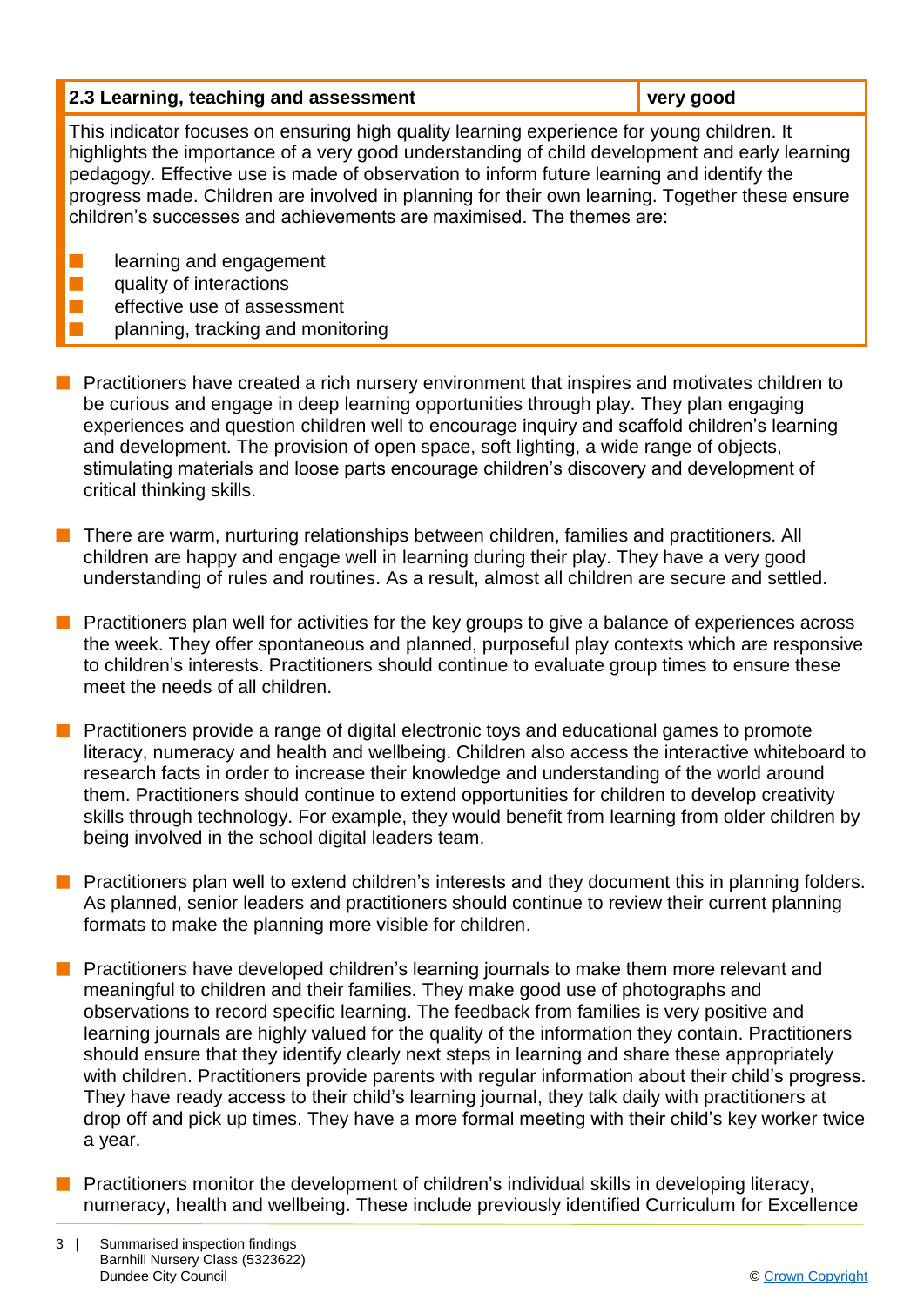| 2.3 Learning, teaching and assessment | very good |
| --- | --- |

This indicator focuses on ensuring high quality learning experience for young children. It highlights the importance of a very good understanding of child development and early learning pedagogy. Effective use is made of observation to inform future learning and identify the progress made. Children are involved in planning for their own learning. Together these ensure children's successes and achievements are maximised. The themes are:

- learning and engagement
- quality of interactions
- effective use of assessment
- planning, tracking and monitoring

- Practitioners have created a rich nursery environment that inspires and motivates children to be curious and engage in deep learning opportunities through play. They plan engaging experiences and question children well to encourage inquiry and scaffold children's learning and development. The provision of open space, soft lighting, a wide range of objects, stimulating materials and loose parts encourage children's discovery and development of critical thinking skills.

- There are warm, nurturing relationships between children, families and practitioners. All children are happy and engage well in learning during their play. They have a very good understanding of rules and routines. As a result, almost all children are secure and settled.

- Practitioners plan well for activities for the key groups to give a balance of experiences across the week. They offer spontaneous and planned, purposeful play contexts which are responsive to children's interests. Practitioners should continue to evaluate group times to ensure these meet the needs of all children.

- Practitioners provide a range of digital electronic toys and educational games to promote literacy, numeracy and health and wellbeing. Children also access the interactive whiteboard to research facts in order to increase their knowledge and understanding of the world around them. Practitioners should continue to extend opportunities for children to develop creativity skills through technology. For example, they would benefit from learning from older children by being involved in the school digital leaders team.

- Practitioners plan well to extend children's interests and they document this in planning folders. As planned, senior leaders and practitioners should continue to review their current planning formats to make the planning more visible for children.

- Practitioners have developed children's learning journals to make them more relevant and meaningful to children and their families. They make good use of photographs and observations to record specific learning. The feedback from families is very positive and learning journals are highly valued for the quality of the information they contain. Practitioners should ensure that they identify clearly next steps in learning and share these appropriately with children. Practitioners provide parents with regular information about their child's progress. They have ready access to their child's learning journal, they talk daily with practitioners at drop off and pick up times. They have a more formal meeting with their child's key worker twice a year.

- Practitioners monitor the development of children's individual skills in developing literacy, numeracy, health and wellbeing. These include previously identified Curriculum for Excellence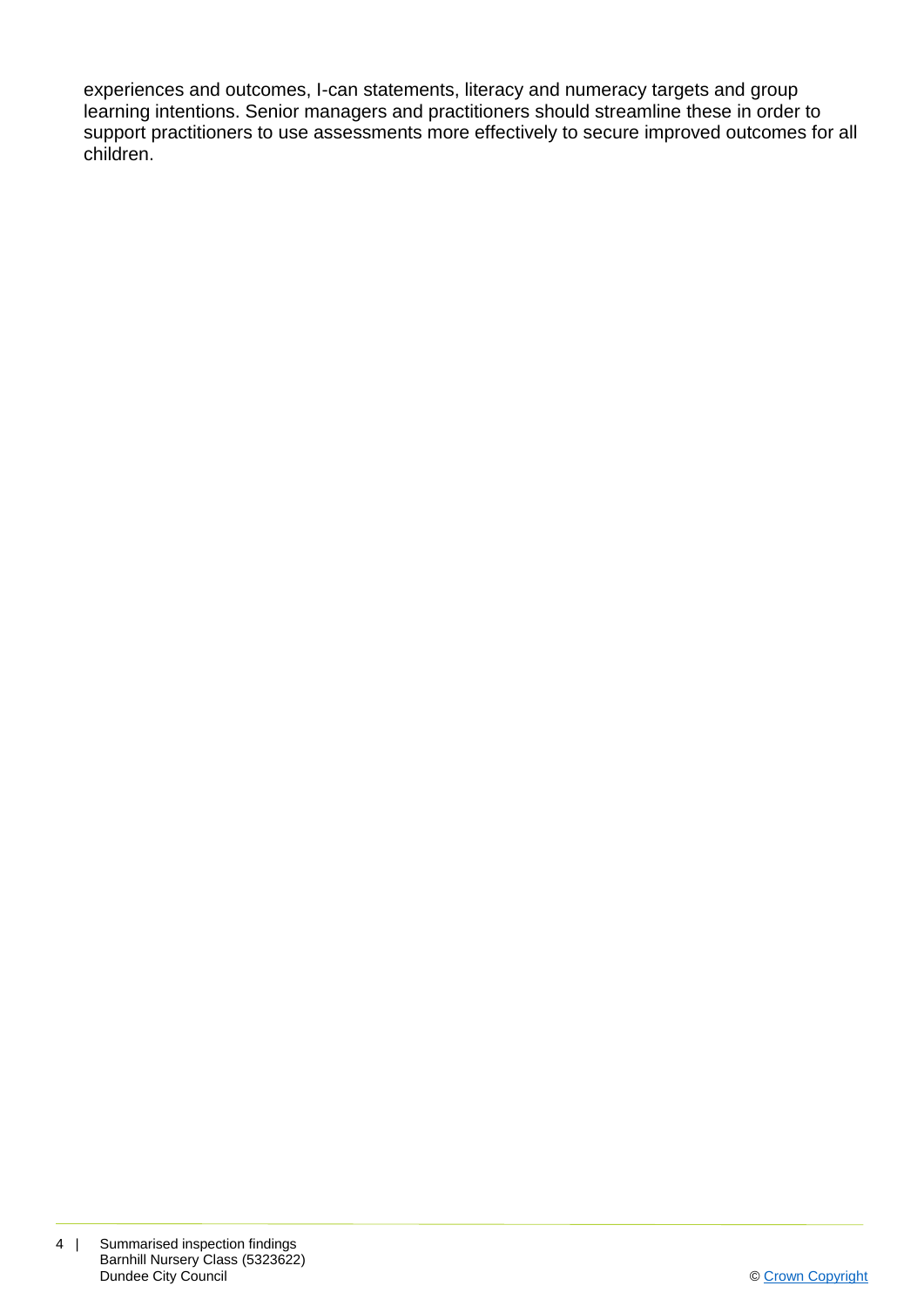experiences and outcomes, I-can statements, literacy and numeracy targets and group learning intentions. Senior managers and practitioners should streamline these in order to support practitioners to use assessments more effectively to secure improved outcomes for all children.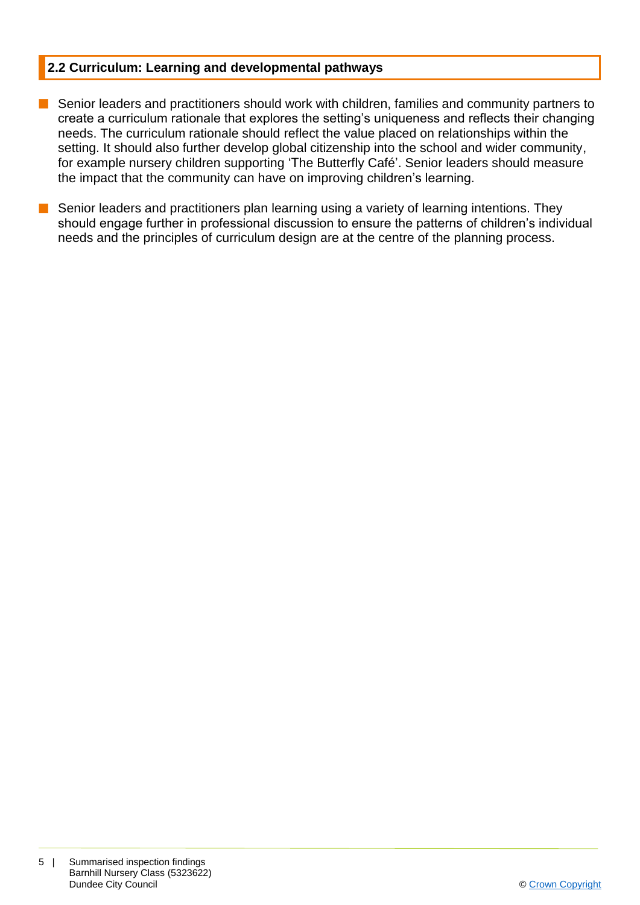### 2.2 Curriculum: Learning and developmental pathways

- Senior leaders and practitioners should work with children, families and community partners to create a curriculum rationale that explores the setting's uniqueness and reflects their changing needs. The curriculum rationale should reflect the value placed on relationships within the setting. It should also further develop global citizenship into the school and wider community, for example nursery children supporting 'The Butterfly Café'. Senior leaders should measure the impact that the community can have on improving children's learning.

- Senior leaders and practitioners plan learning using a variety of learning intentions. They should engage further in professional discussion to ensure the patterns of children's individual needs and the principles of curriculum design are at the centre of the planning process.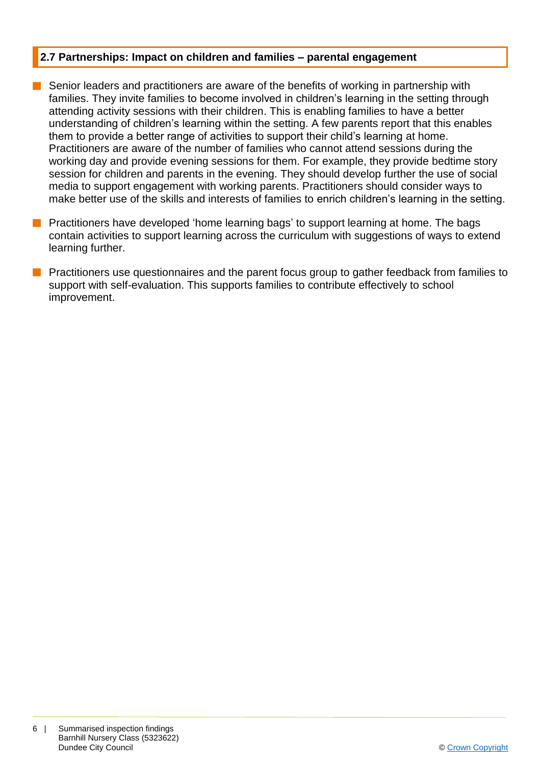## 2.7 Partnerships: Impact on children and families – parental engagement

- Senior leaders and practitioners are aware of the benefits of working in partnership with families. They invite families to become involved in children's learning in the setting through attending activity sessions with their children. This is enabling families to have a better understanding of children's learning within the setting. A few parents report that this enables them to provide a better range of activities to support their child's learning at home. Practitioners are aware of the number of families who cannot attend sessions during the working day and provide evening sessions for them. For example, they provide bedtime story session for children and parents in the evening. They should develop further the use of social media to support engagement with working parents. Practitioners should consider ways to make better use of the skills and interests of families to enrich children's learning in the setting.
- Practitioners have developed 'home learning bags' to support learning at home. The bags contain activities to support learning across the curriculum with suggestions of ways to extend learning further.
- Practitioners use questionnaires and the parent focus group to gather feedback from families to support with self-evaluation. This supports families to contribute effectively to school improvement.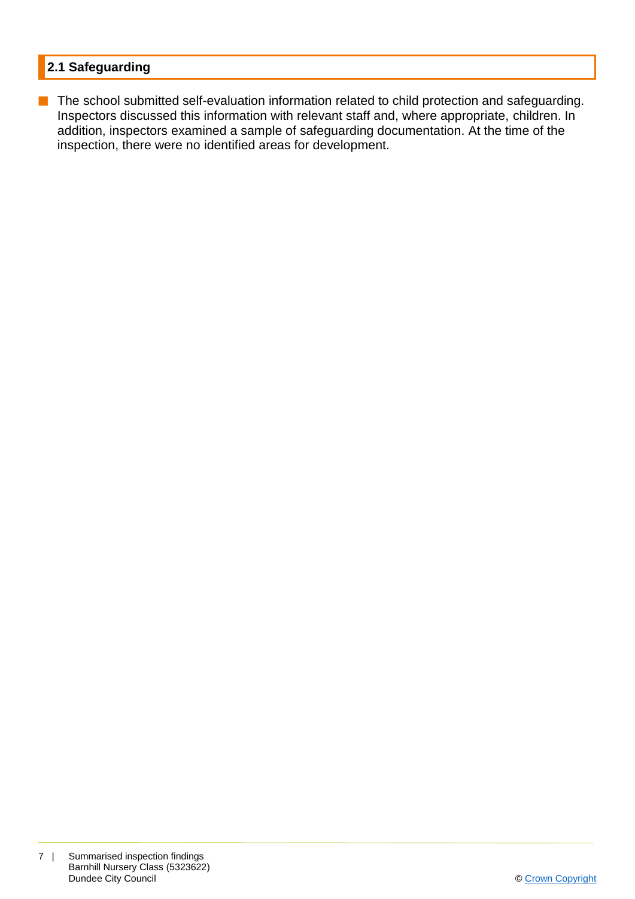## 2.1 Safeguarding

- The school submitted self-evaluation information related to child protection and safeguarding. Inspectors discussed this information with relevant staff and, where appropriate, children. In addition, inspectors examined a sample of safeguarding documentation. At the time of the inspection, there were no identified areas for development.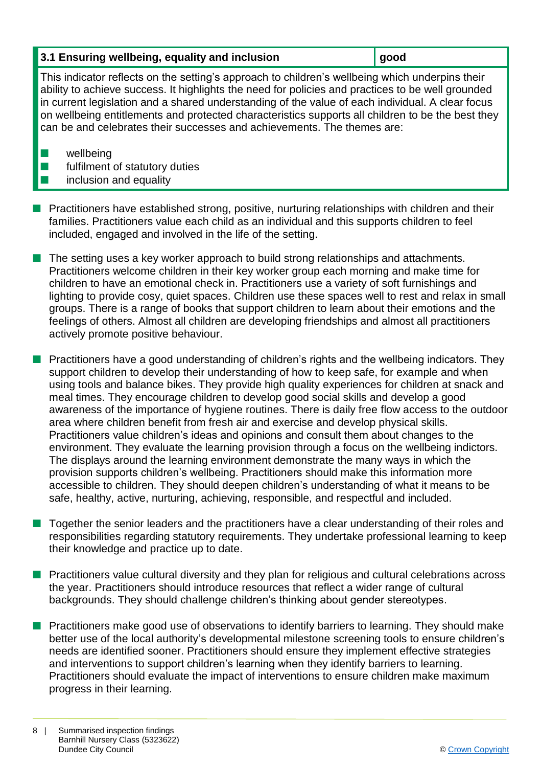| 3.1 Ensuring wellbeing, equality and inclusion | good |
| --- | --- |

This indicator reflects on the setting's approach to children's wellbeing which underpins their ability to achieve success. It highlights the need for policies and practices to be well grounded in current legislation and a shared understanding of the value of each individual. A clear focus on wellbeing entitlements and protected characteristics supports all children to be the best they can be and celebrates their successes and achievements. The themes are:

- wellbeing
- fulfilment of statutory duties
- inclusion and equality

- Practitioners have established strong, positive, nurturing relationships with children and their families. Practitioners value each child as an individual and this supports children to feel included, engaged and involved in the life of the setting.

- The setting uses a key worker approach to build strong relationships and attachments. Practitioners welcome children in their key worker group each morning and make time for children to have an emotional check in. Practitioners use a variety of soft furnishings and lighting to provide cosy, quiet spaces. Children use these spaces well to rest and relax in small groups. There is a range of books that support children to learn about their emotions and the feelings of others. Almost all children are developing friendships and almost all practitioners actively promote positive behaviour.

- Practitioners have a good understanding of children's rights and the wellbeing indicators. They support children to develop their understanding of how to keep safe, for example and when using tools and balance bikes. They provide high quality experiences for children at snack and meal times. They encourage children to develop good social skills and develop a good awareness of the importance of hygiene routines. There is daily free flow access to the outdoor area where children benefit from fresh air and exercise and develop physical skills. Practitioners value children's ideas and opinions and consult them about changes to the environment. They evaluate the learning provision through a focus on the wellbeing indictors. The displays around the learning environment demonstrate the many ways in which the provision supports children's wellbeing. Practitioners should make this information more accessible to children. They should deepen children's understanding of what it means to be safe, healthy, active, nurturing, achieving, responsible, and respectful and included.

- Together the senior leaders and the practitioners have a clear understanding of their roles and responsibilities regarding statutory requirements. They undertake professional learning to keep their knowledge and practice up to date.

- Practitioners value cultural diversity and they plan for religious and cultural celebrations across the year. Practitioners should introduce resources that reflect a wider range of cultural backgrounds. They should challenge children's thinking about gender stereotypes.

- Practitioners make good use of observations to identify barriers to learning. They should make better use of the local authority's developmental milestone screening tools to ensure children's needs are identified sooner. Practitioners should ensure they implement effective strategies and interventions to support children's learning when they identify barriers to learning. Practitioners should evaluate the impact of interventions to ensure children make maximum progress in their learning.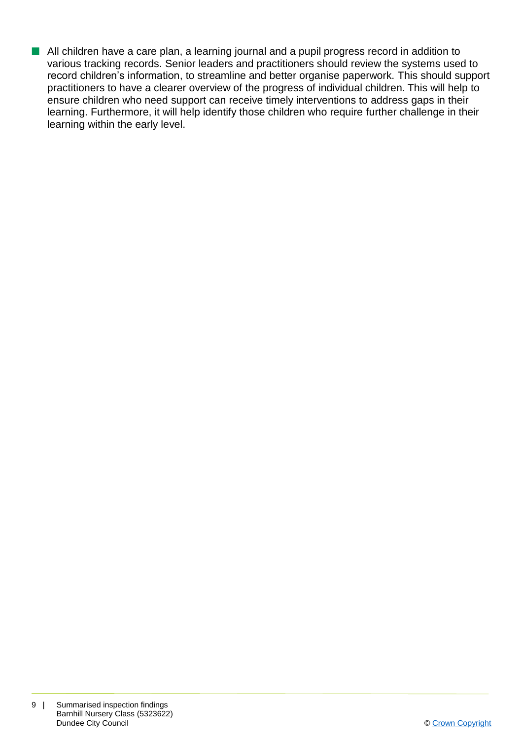- All children have a care plan, a learning journal and a pupil progress record in addition to various tracking records. Senior leaders and practitioners should review the systems used to record children's information, to streamline and better organise paperwork. This should support practitioners to have a clearer overview of the progress of individual children. This will help to ensure children who need support can receive timely interventions to address gaps in their learning. Furthermore, it will help identify those children who require further challenge in their learning within the early level.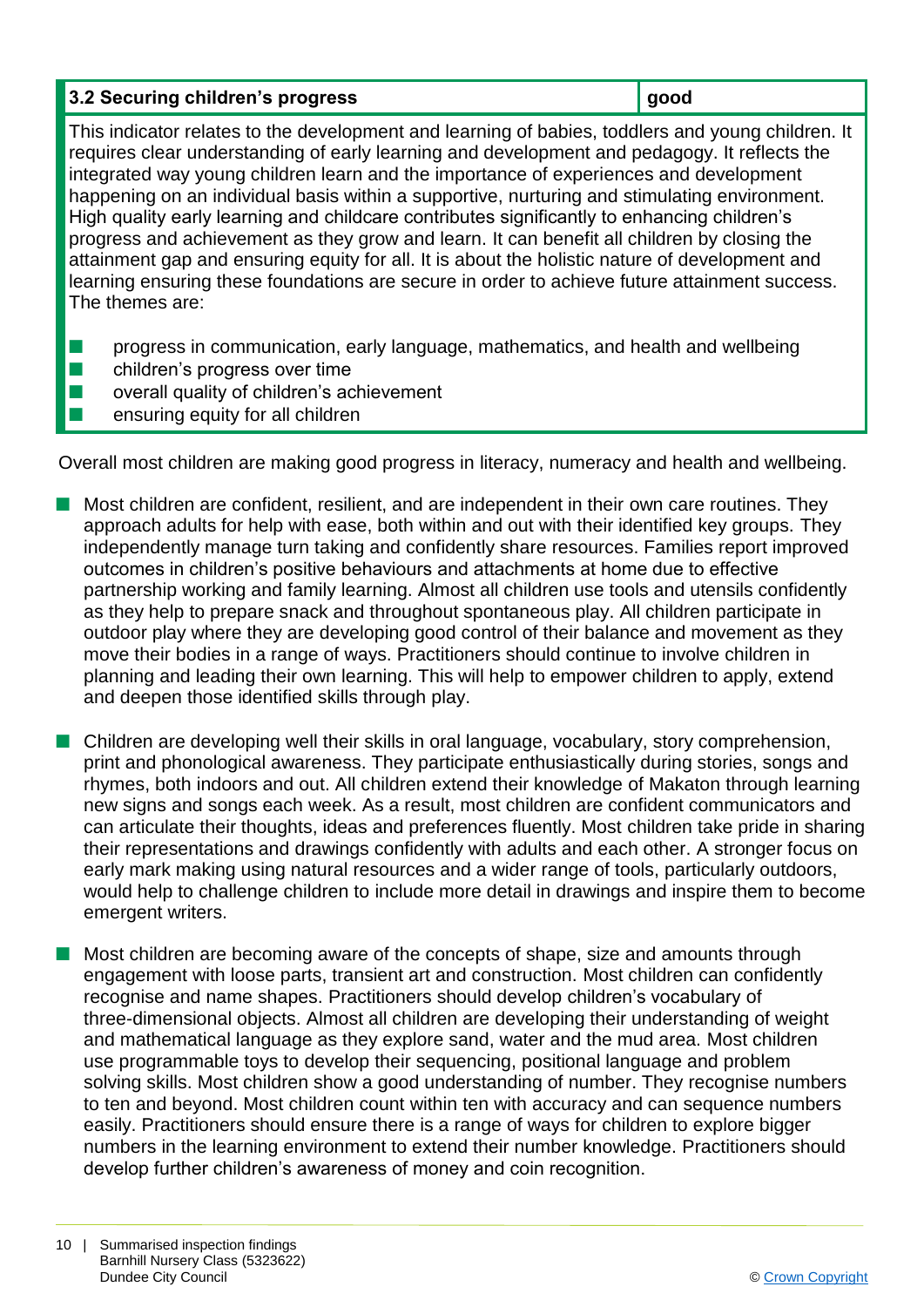| 3.2 Securing children's progress | good |
|---|---|

This indicator relates to the development and learning of babies, toddlers and young children. It requires clear understanding of early learning and development and pedagogy. It reflects the integrated way young children learn and the importance of experiences and development happening on an individual basis within a supportive, nurturing and stimulating environment. High quality early learning and childcare contributes significantly to enhancing children's progress and achievement as they grow and learn. It can benefit all children by closing the attainment gap and ensuring equity for all. It is about the holistic nature of development and learning ensuring these foundations are secure in order to achieve future attainment success. The themes are:

- progress in communication, early language, mathematics, and health and wellbeing
- children's progress over time
- overall quality of children's achievement
- ensuring equity for all children

Overall most children are making good progress in literacy, numeracy and health and wellbeing.

- Most children are confident, resilient, and are independent in their own care routines. They approach adults for help with ease, both within and out with their identified key groups. They independently manage turn taking and confidently share resources. Families report improved outcomes in children's positive behaviours and attachments at home due to effective partnership working and family learning. Almost all children use tools and utensils confidently as they help to prepare snack and throughout spontaneous play. All children participate in outdoor play where they are developing good control of their balance and movement as they move their bodies in a range of ways. Practitioners should continue to involve children in planning and leading their own learning. This will help to empower children to apply, extend and deepen those identified skills through play.

- Children are developing well their skills in oral language, vocabulary, story comprehension, print and phonological awareness. They participate enthusiastically during stories, songs and rhymes, both indoors and out. All children extend their knowledge of Makaton through learning new signs and songs each week. As a result, most children are confident communicators and can articulate their thoughts, ideas and preferences fluently. Most children take pride in sharing their representations and drawings confidently with adults and each other. A stronger focus on early mark making using natural resources and a wider range of tools, particularly outdoors, would help to challenge children to include more detail in drawings and inspire them to become emergent writers.

- Most children are becoming aware of the concepts of shape, size and amounts through engagement with loose parts, transient art and construction. Most children can confidently recognise and name shapes. Practitioners should develop children's vocabulary of three-dimensional objects. Almost all children are developing their understanding of weight and mathematical language as they explore sand, water and the mud area. Most children use programmable toys to develop their sequencing, positional language and problem solving skills. Most children show a good understanding of number. They recognise numbers to ten and beyond. Most children count within ten with accuracy and can sequence numbers easily. Practitioners should ensure there is a range of ways for children to explore bigger numbers in the learning environment to extend their number knowledge. Practitioners should develop further children's awareness of money and coin recognition.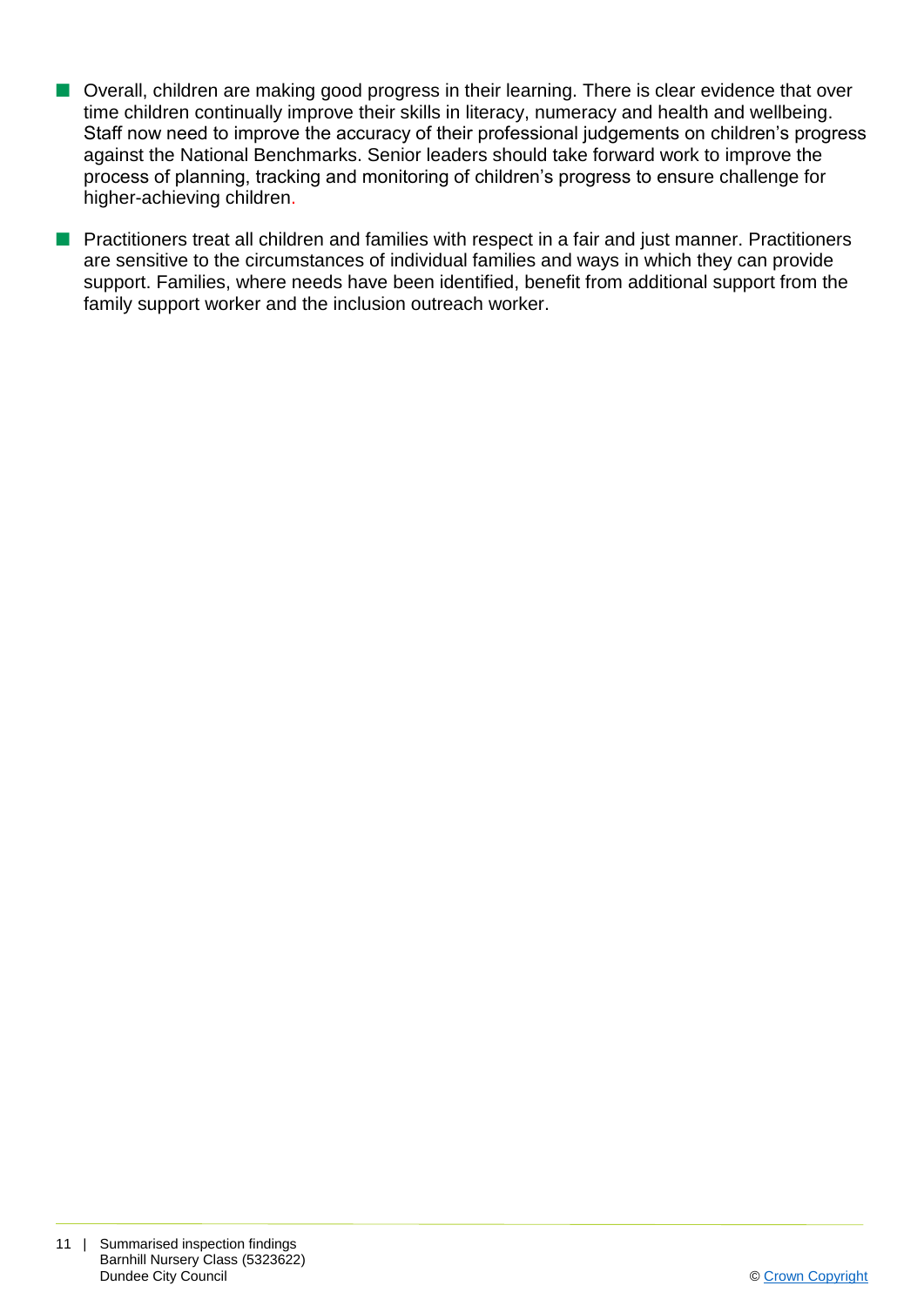- Overall, children are making good progress in their learning. There is clear evidence that over time children continually improve their skills in literacy, numeracy and health and wellbeing. Staff now need to improve the accuracy of their professional judgements on children's progress against the National Benchmarks. Senior leaders should take forward work to improve the process of planning, tracking and monitoring of children's progress to ensure challenge for higher-achieving children.
- Practitioners treat all children and families with respect in a fair and just manner. Practitioners are sensitive to the circumstances of individual families and ways in which they can provide support. Families, where needs have been identified, benefit from additional support from the family support worker and the inclusion outreach worker.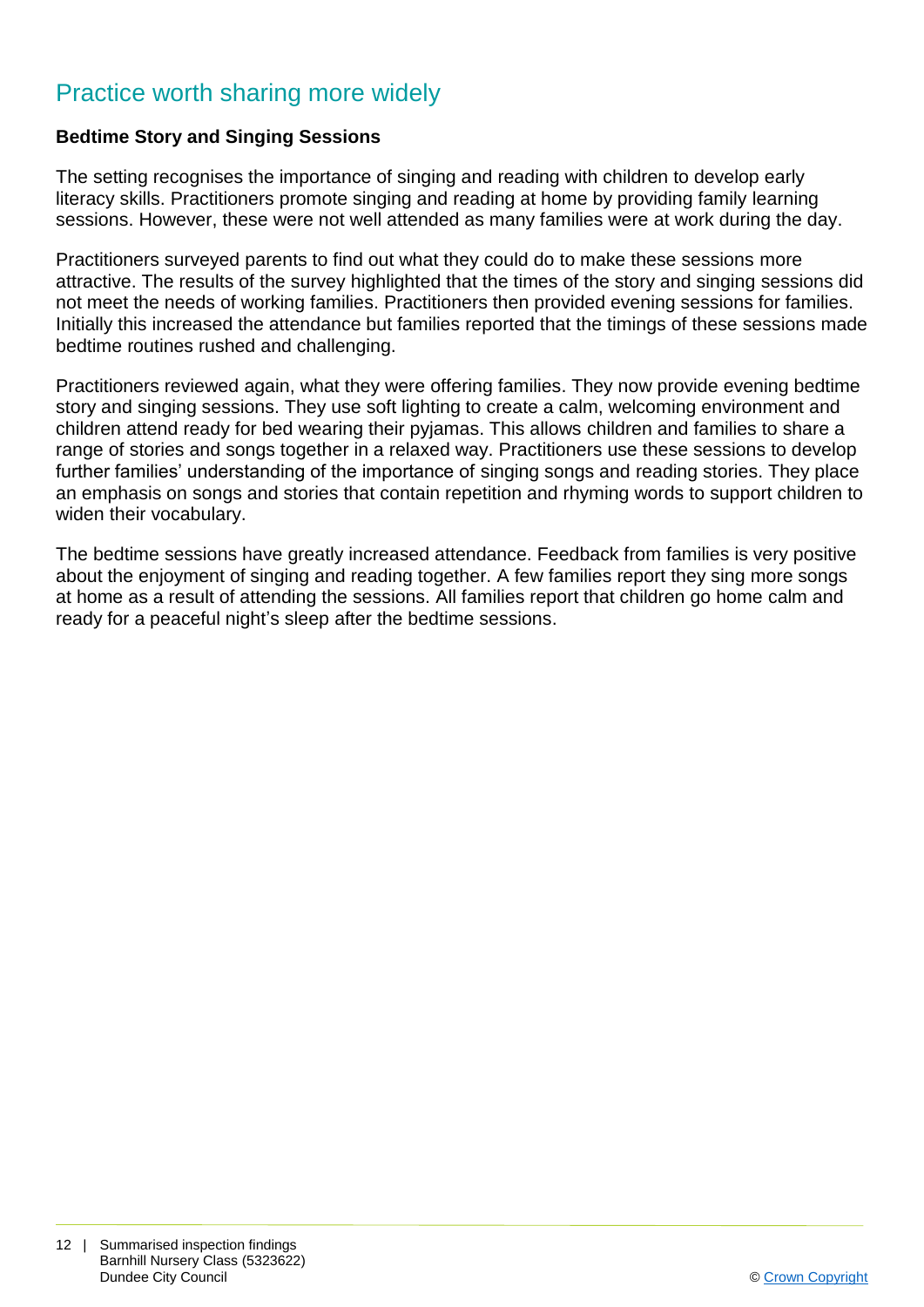## Practice worth sharing more widely

**Bedtime Story and Singing Sessions**

The setting recognises the importance of singing and reading with children to develop early literacy skills. Practitioners promote singing and reading at home by providing family learning sessions. However, these were not well attended as many families were at work during the day.

Practitioners surveyed parents to find out what they could do to make these sessions more attractive. The results of the survey highlighted that the times of the story and singing sessions did not meet the needs of working families. Practitioners then provided evening sessions for families. Initially this increased the attendance but families reported that the timings of these sessions made bedtime routines rushed and challenging.

Practitioners reviewed again, what they were offering families. They now provide evening bedtime story and singing sessions. They use soft lighting to create a calm, welcoming environment and children attend ready for bed wearing their pyjamas. This allows children and families to share a range of stories and songs together in a relaxed way. Practitioners use these sessions to develop further families' understanding of the importance of singing songs and reading stories. They place an emphasis on songs and stories that contain repetition and rhyming words to support children to widen their vocabulary.

The bedtime sessions have greatly increased attendance. Feedback from families is very positive about the enjoyment of singing and reading together. A few families report they sing more songs at home as a result of attending the sessions. All families report that children go home calm and ready for a peaceful night's sleep after the bedtime sessions.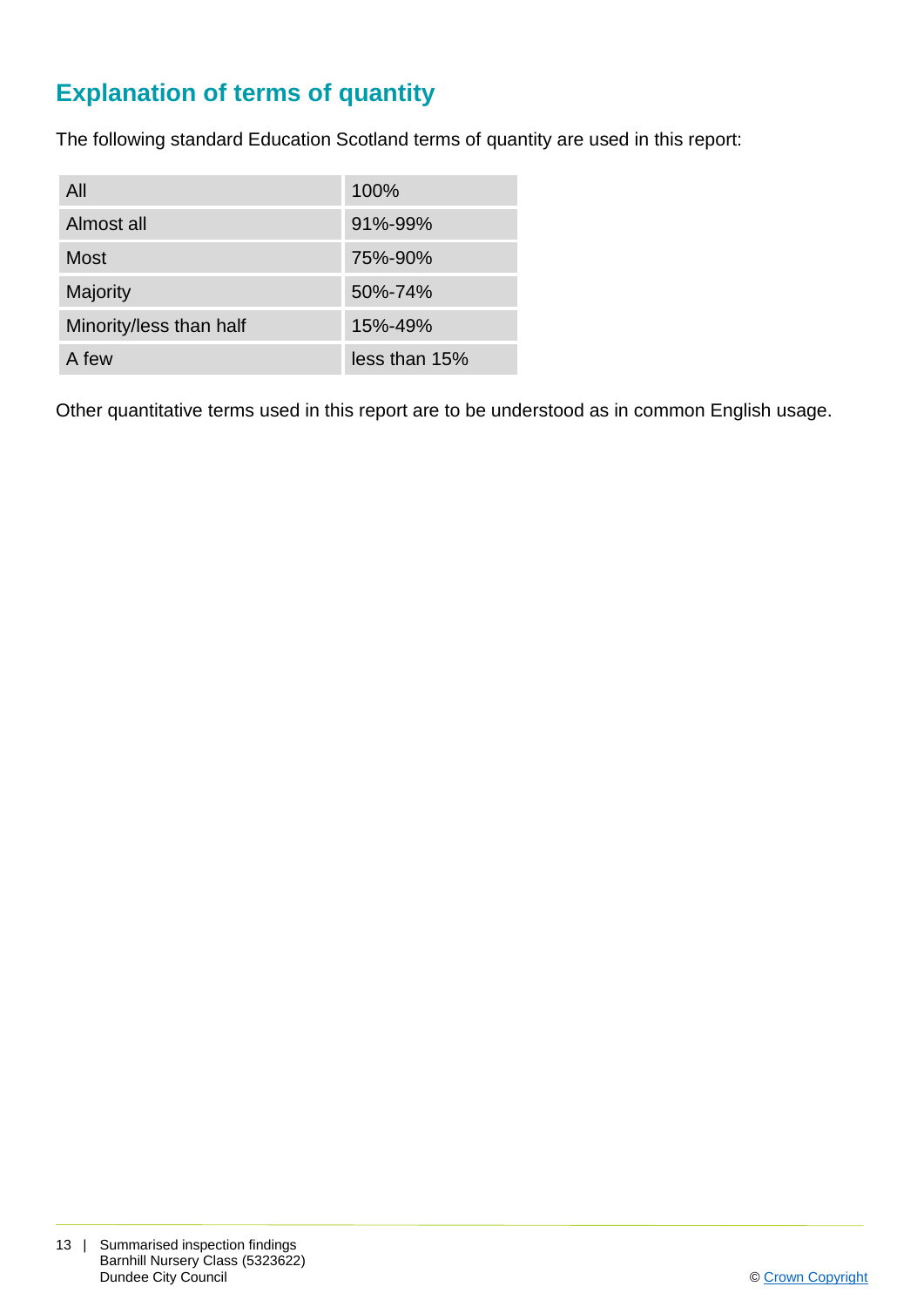## Explanation of terms of quantity

The following standard Education Scotland terms of quantity are used in this report:

| | |
|---|---|
| All | 100% |
| Almost all | 91%-99% |
| Most | 75%-90% |
| Majority | 50%-74% |
| Minority/less than half | 15%-49% |
| A few | less than 15% |

Other quantitative terms used in this report are to be understood as in common English usage.

© Crown Copyright